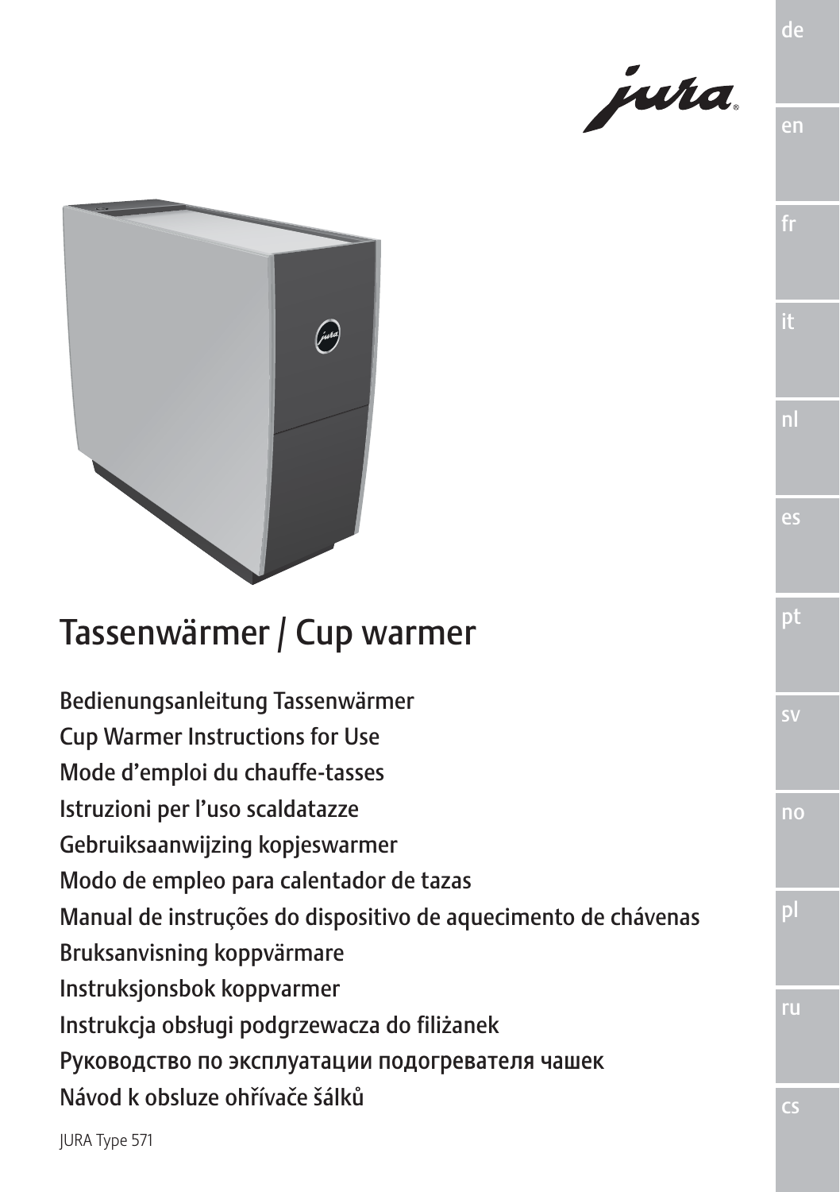# Tassenwärmer / Cup warmer

Bedienungsanleitung Tassenwärmer

Cup Warmer Instructions for Use

Mode d'emploi du chauffe-tasses

Istruzioni per l'uso scaldatazze

Gebruiksaanwijzing kopjeswarmer

Modo de empleo para calentador de tazas

Manual de instruções do dispositivo de aquecimento de chávenas

Bruksanvisning koppvärmare

Instruksjonsbok koppvarmer

Instrukcja obsługi podgrzewacza do filiżanek

Руководство по эксплуатации подогревателя чашек

Návod k obsluze ohřívače šálků

JURA Type 571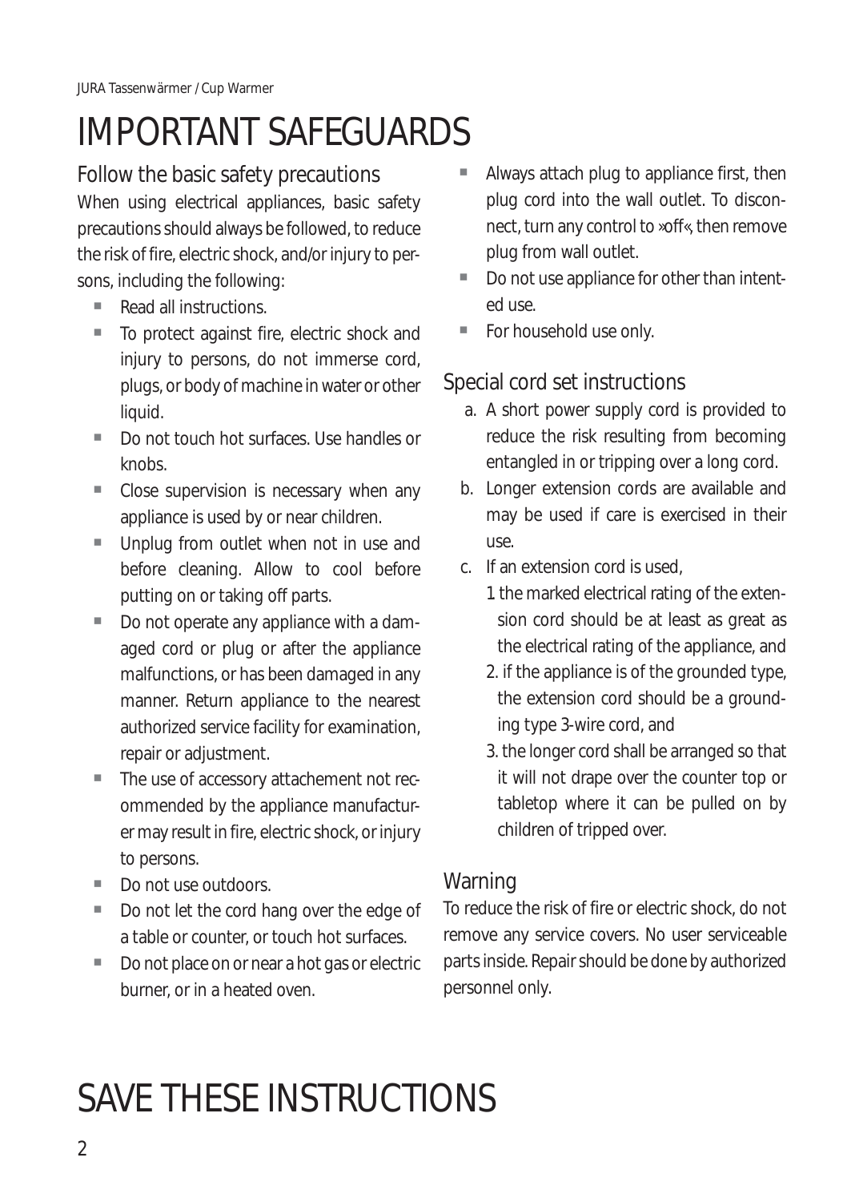# IMPORTANT SAFEGUARDS

## Follow the basic safety precautions

When using electrical appliances, basic safety precautions should always be followed, to reduce the risk of fire, electric shock, and/or injury to persons, including the following:

- Read all instructions.
- To protect against fire, electric shock and injury to persons, do not immerse cord, plugs, or body of machine in water or other liquid.
- Do not touch hot surfaces. Use handles or knobs.
- Close supervision is necessary when any appliance is used by or near children.
- Unplug from outlet when not in use and before cleaning. Allow to cool before putting on or taking off parts.
- Do not operate any appliance with a damaged cord or plug or after the appliance malfunctions, or has been damaged in any manner. Return appliance to the nearest authorized service facility for examination, repair or adjustment.
- The use of accessory attachement not recommended by the appliance manufacturer may result in fire, electric shock, or injury to persons.
- Do not use outdoors.
- Do not let the cord hang over the edge of a table or counter, or touch hot surfaces.
- Do not place on or near a hot gas or electric burner, or in a heated oven.
- Always attach plug to appliance first, then plug cord into the wall outlet. To disconnect, turn any control to »off«, then remove plug from wall outlet.
- Do not use appliance for other than intented use.
- For household use only.

## Special cord set instructions

a. A short power supply cord is provided to reduce the risk resulting from becoming entangled in or tripping over a long cord.

b. Longer extension cords are available and may be used if care is exercised in their use.

c. If an extension cord is used,

   1 the marked electrical rating of the extension cord should be at least as great as the electrical rating of the appliance, and

   2. if the appliance is of the grounded type, the extension cord should be a grounding type 3-wire cord, and

   3. the longer cord shall be arranged so that it will not drape over the counter top or tabletop where it can be pulled on by children of tripped over.

## Warning

To reduce the risk of fire or electric shock, do not remove any service covers. No user serviceable parts inside. Repair should be done by authorized personnel only.

# SAVE THESE INSTRUCTIONS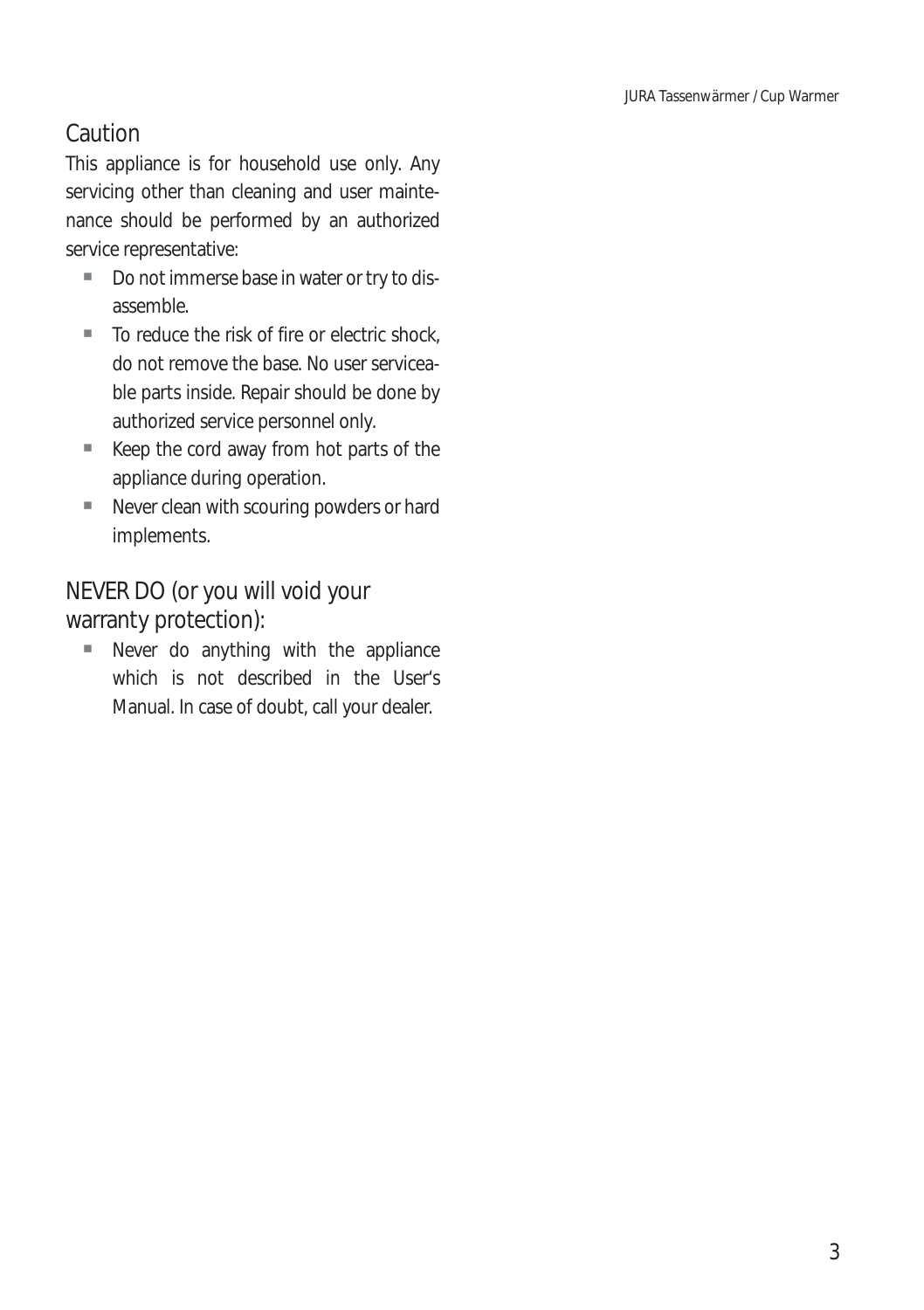## Caution

This appliance is for household use only. Any servicing other than cleaning and user maintenance should be performed by an authorized service representative:

- Do not immerse base in water or try to disassemble.
- To reduce the risk of fire or electric shock, do not remove the base. No user serviceable parts inside. Repair should be done by authorized service personnel only.
- Keep the cord away from hot parts of the appliance during operation.
- Never clean with scouring powders or hard implements.

## NEVER DO (or you will void your warranty protection):

- Never do anything with the appliance which is not described in the User's Manual. In case of doubt, call your dealer.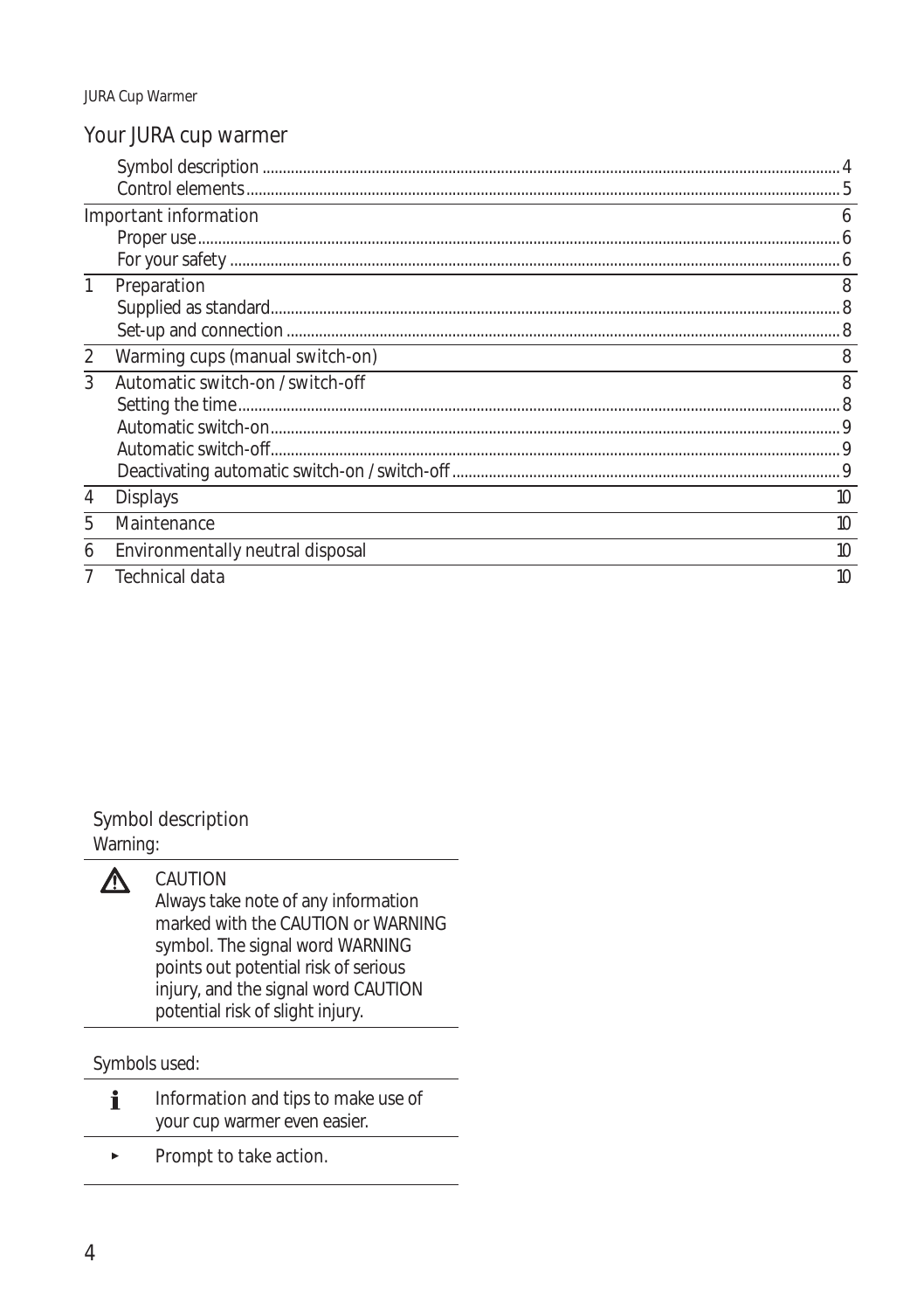## Your JURA cup warmer

| | | |
|---|---|---|
| | Symbol description | 4 |
| | Control elements | 5 |
| | **Important information** | **6** |
| | Proper use | 6 |
| | For your safety | 6 |
| **1** | **Preparation** | **8** |
| | Supplied as standard | 8 |
| | Set-up and connection | 8 |
| **2** | **Warming cups (manual switch-on)** | **8** |
| **3** | **Automatic switch-on / switch-off** | **8** |
| | Setting the time | 8 |
| | Automatic switch-on | 9 |
| | Automatic switch-off | 9 |
| | Deactivating automatic switch-on / switch-off | 9 |
| **4** | **Displays** | **10** |
| **5** | **Maintenance** | **10** |
| **6** | **Environmentally neutral disposal** | **10** |
| **7** | **Technical data** | **10** |

### Symbol description

Warning:

⚠ **CAUTION**
Always take note of any information marked with the CAUTION or WARNING symbol. The signal word WARNING points out potential risk of serious injury, and the signal word CAUTION potential risk of slight injury.

Symbols used:

| Symbol | Meaning |
|---|---|
| i | Information and tips to make use of your cup warmer even easier. |
| ► | Prompt to take action. |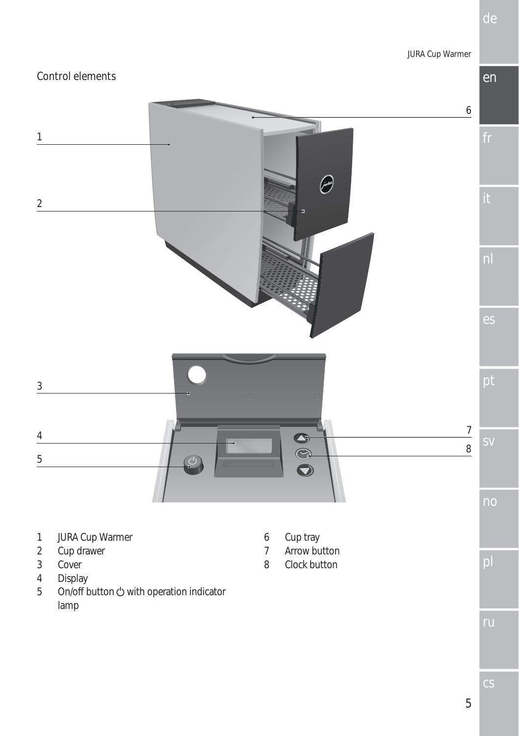## Control elements

1 JURA Cup Warmer
2 Cup drawer
3 Cover
4 Display
5 On/off button ⏻ with operation indicator lamp
6 Cup tray
7 Arrow button
8 Clock button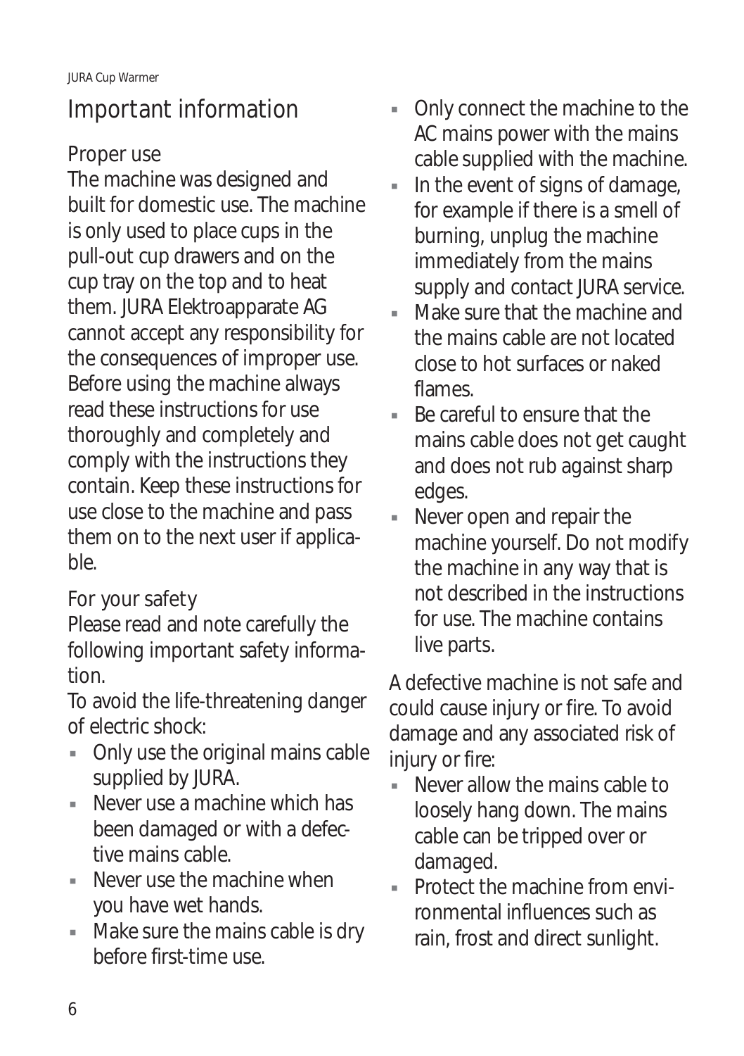# Important information

## Proper use

The machine was designed and built for domestic use. The machine is only used to place cups in the pull-out cup drawers and on the cup tray on the top and to heat them. JURA Elektroapparate AG cannot accept any responsibility for the consequences of improper use. Before using the machine always read these instructions for use thoroughly and completely and comply with the instructions they contain. Keep these instructions for use close to the machine and pass them on to the next user if applicable.

## For your safety

Please read and note carefully the following important safety information.

To avoid the life-threatening danger of electric shock:

- Only use the original mains cable supplied by JURA.
- Never use a machine which has been damaged or with a defective mains cable.
- Never use the machine when you have wet hands.
- Make sure the mains cable is dry before first-time use.
- Only connect the machine to the AC mains power with the mains cable supplied with the machine.
- In the event of signs of damage, for example if there is a smell of burning, unplug the machine immediately from the mains supply and contact JURA service.
- Make sure that the machine and the mains cable are not located close to hot surfaces or naked flames.
- Be careful to ensure that the mains cable does not get caught and does not rub against sharp edges.
- Never open and repair the machine yourself. Do not modify the machine in any way that is not described in the instructions for use. The machine contains live parts.

A defective machine is not safe and could cause injury or fire. To avoid damage and any associated risk of injury or fire:

- Never allow the mains cable to loosely hang down. The mains cable can be tripped over or damaged.
- Protect the machine from environmental influences such as rain, frost and direct sunlight.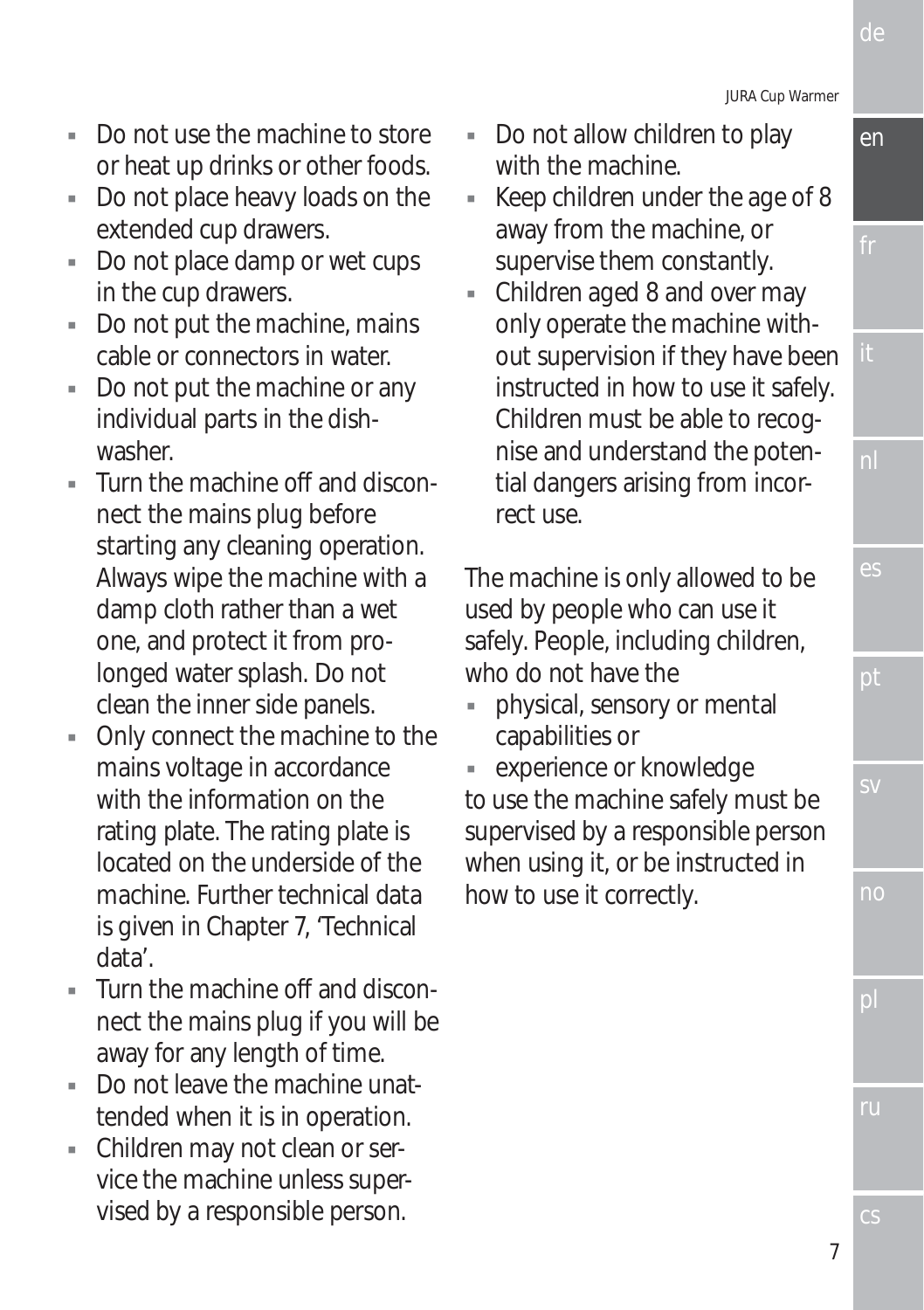- Do not use the machine to store or heat up drinks or other foods.
- Do not place heavy loads on the extended cup drawers.
- Do not place damp or wet cups in the cup drawers.
- Do not put the machine, mains cable or connectors in water.
- Do not put the machine or any individual parts in the dishwasher.
- Turn the machine off and disconnect the mains plug before starting any cleaning operation. Always wipe the machine with a damp cloth rather than a wet one, and protect it from prolonged water splash. Do not clean the inner side panels.
- Only connect the machine to the mains voltage in accordance with the information on the rating plate. The rating plate is located on the underside of the machine. Further technical data is given in Chapter 7, 'Technical data'.
- Turn the machine off and disconnect the mains plug if you will be away for any length of time.
- Do not leave the machine unattended when it is in operation.
- Children may not clean or service the machine unless supervised by a responsible person.
- Do not allow children to play with the machine.
- Keep children under the age of 8 away from the machine, or supervise them constantly.
- Children aged 8 and over may only operate the machine without supervision if they have been instructed in how to use it safely. Children must be able to recognise and understand the potential dangers arising from incorrect use.

The machine is only allowed to be used by people who can use it safely. People, including children, who do not have the

- physical, sensory or mental capabilities or
- experience or knowledge

to use the machine safely must be supervised by a responsible person when using it, or be instructed in how to use it correctly.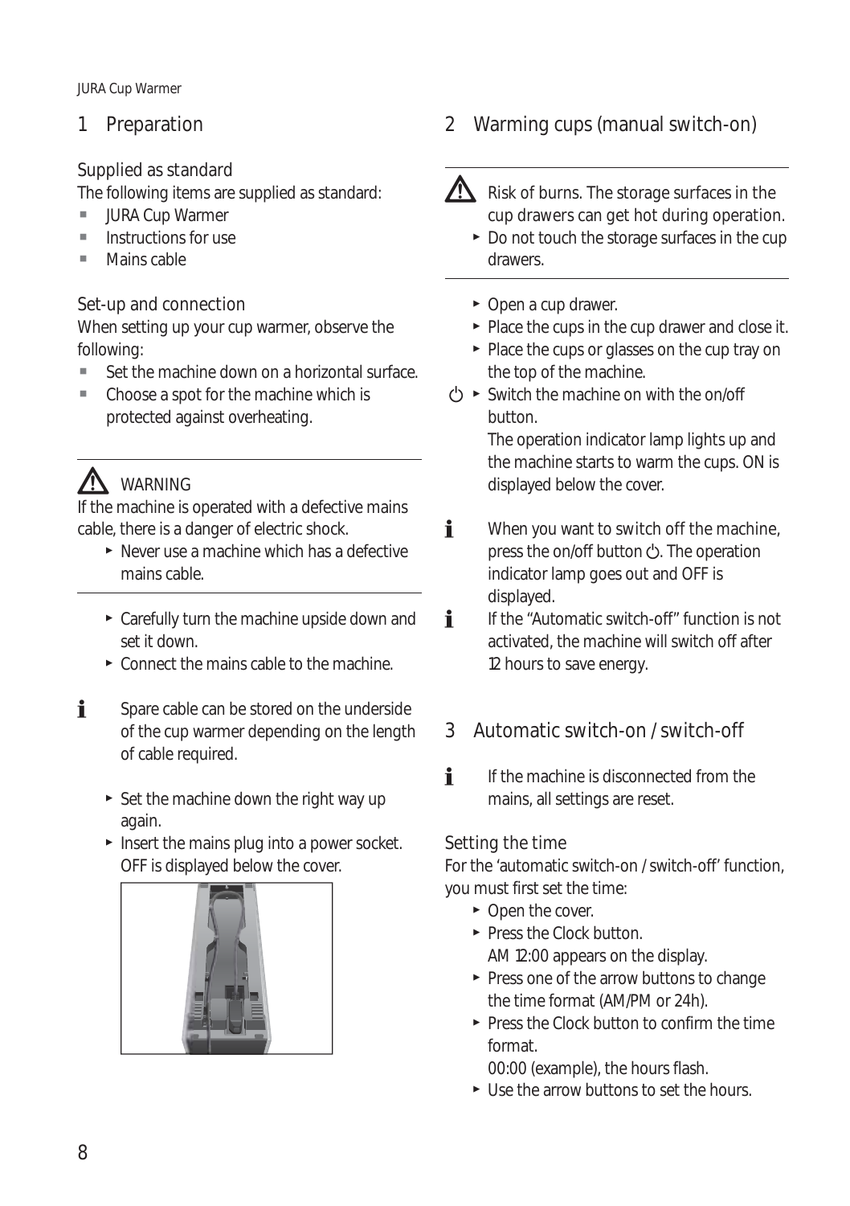# 1 Preparation

### Supplied as standard

The following items are supplied as standard:

- JURA Cup Warmer
- Instructions for use
- Mains cable

### Set-up and connection

When setting up your cup warmer, observe the following:

- Set the machine down on a horizontal surface.
- Choose a spot for the machine which is protected against overheating.

---

⚠ WARNING

If the machine is operated with a defective mains cable, there is a danger of electric shock.

- ▸ Never use a machine which has a defective mains cable.

---

- ▸ Carefully turn the machine upside down and set it down.
- ▸ Connect the mains cable to the machine.

ℹ Spare cable can be stored on the underside of the cup warmer depending on the length of cable required.

- ▸ Set the machine down the right way up again.
- ▸ Insert the mains plug into a power socket. OFF is displayed below the cover.

# 2 Warming cups (manual switch-on)

---

⚠ Risk of burns. The storage surfaces in the cup drawers can get hot during operation.

- ▸ Do not touch the storage surfaces in the cup drawers.

---

- ▸ Open a cup drawer.
- ▸ Place the cups in the cup drawer and close it.
- ▸ Place the cups or glasses on the cup tray on the top of the machine.
- ⏻ ▸ Switch the machine on with the on/off button.
  The operation indicator lamp lights up and the machine starts to warm the cups. ON is displayed below the cover.

ℹ When you want to switch off the machine, press the on/off button ⏻. The operation indicator lamp goes out and OFF is displayed.

ℹ If the “Automatic switch-off” function is not activated, the machine will switch off after 12 hours to save energy.

# 3 Automatic switch-on / switch-off

ℹ If the machine is disconnected from the mains, all settings are reset.

### Setting the time

For the ‘automatic switch-on / switch-off’ function, you must first set the time:

- ▸ Open the cover.
- ▸ Press the Clock button.
  AM 12:00 appears on the display.
- ▸ Press one of the arrow buttons to change the time format (AM/PM or 24h).
- ▸ Press the Clock button to confirm the time format.
  00:00 (example), the hours flash.
- ▸ Use the arrow buttons to set the hours.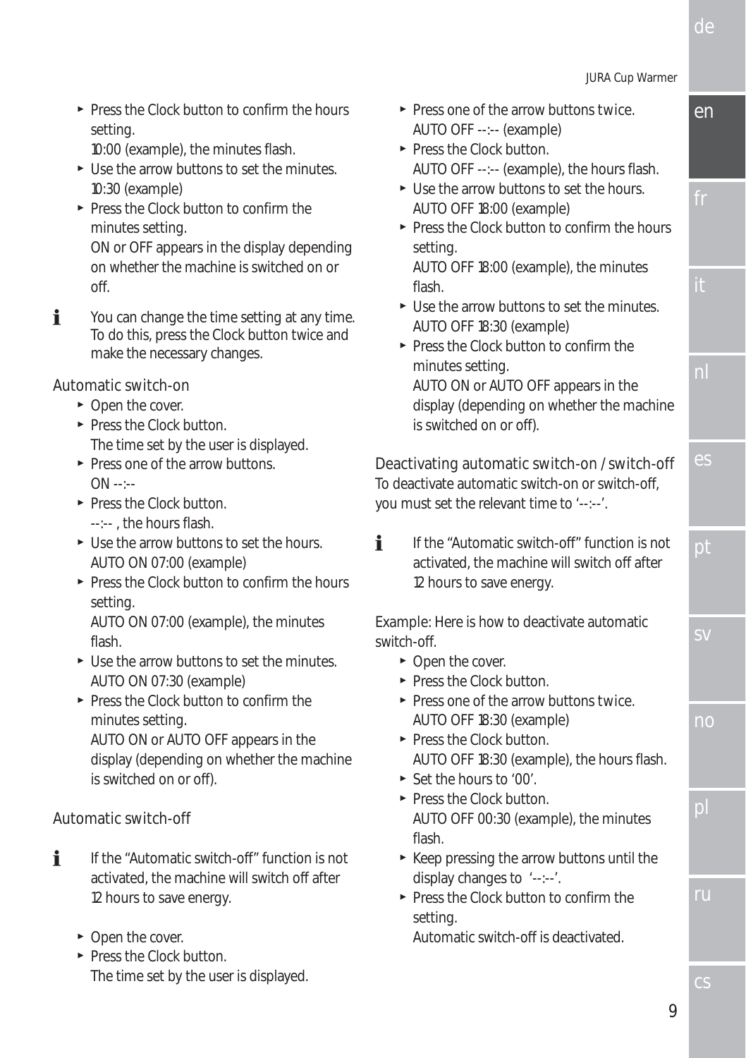- ► Press the Clock button to confirm the hours setting.
  10:00 (example), the minutes flash.
- ► Use the arrow buttons to set the minutes.
  10:30 (example)
- ► Press the Clock button to confirm the minutes setting.
  ON or OFF appears in the display depending on whether the machine is switched on or off.

**i** You can change the time setting at any time. To do this, press the Clock button twice and make the necessary changes.

## Automatic switch-on

- ► Open the cover.
- ► Press the Clock button.
  The time set by the user is displayed.
- ► Press one of the arrow buttons.
  ON --:--
- ► Press the Clock button.
  --:-- , the hours flash.
- ► Use the arrow buttons to set the hours.
  AUTO ON 07:00 (example)
- ► Press the Clock button to confirm the hours setting.
  AUTO ON 07:00 (example), the minutes flash.
- ► Use the arrow buttons to set the minutes.
  AUTO ON 07:30 (example)
- ► Press the Clock button to confirm the minutes setting.
  AUTO ON or AUTO OFF appears in the display (depending on whether the machine is switched on or off).

## Automatic switch-off

**i** If the “Automatic switch-off” function is not activated, the machine will switch off after 12 hours to save energy.

- ► Open the cover.
- ► Press the Clock button.
  The time set by the user is displayed.
- ► Press one of the arrow buttons twice.
  AUTO OFF --:-- (example)
- ► Press the Clock button.
  AUTO OFF --:-- (example), the hours flash.
- ► Use the arrow buttons to set the hours.
  AUTO OFF 18:00 (example)
- ► Press the Clock button to confirm the hours setting.
  AUTO OFF 18:00 (example), the minutes flash.
- ► Use the arrow buttons to set the minutes.
  AUTO OFF 18:30 (example)
- ► Press the Clock button to confirm the minutes setting.
  AUTO ON or AUTO OFF appears in the display (depending on whether the machine is switched on or off).

## Deactivating automatic switch-on / switch-off

To deactivate automatic switch-on or switch-off, you must set the relevant time to ‘--:--’.

**i** If the “Automatic switch-off” function is not activated, the machine will switch off after 12 hours to save energy.

Example: Here is how to deactivate automatic switch-off.

- ► Open the cover.
- ► Press the Clock button.
- ► Press one of the arrow buttons twice.
  AUTO OFF 18:30 (example)
- ► Press the Clock button.
  AUTO OFF 18:30 (example), the hours flash.
- ► Set the hours to ‘00’.
- ► Press the Clock button.
  AUTO OFF 00:30 (example), the minutes flash.
- ► Keep pressing the arrow buttons until the display changes to ‘--:--’.
- ► Press the Clock button to confirm the setting.
  Automatic switch-off is deactivated.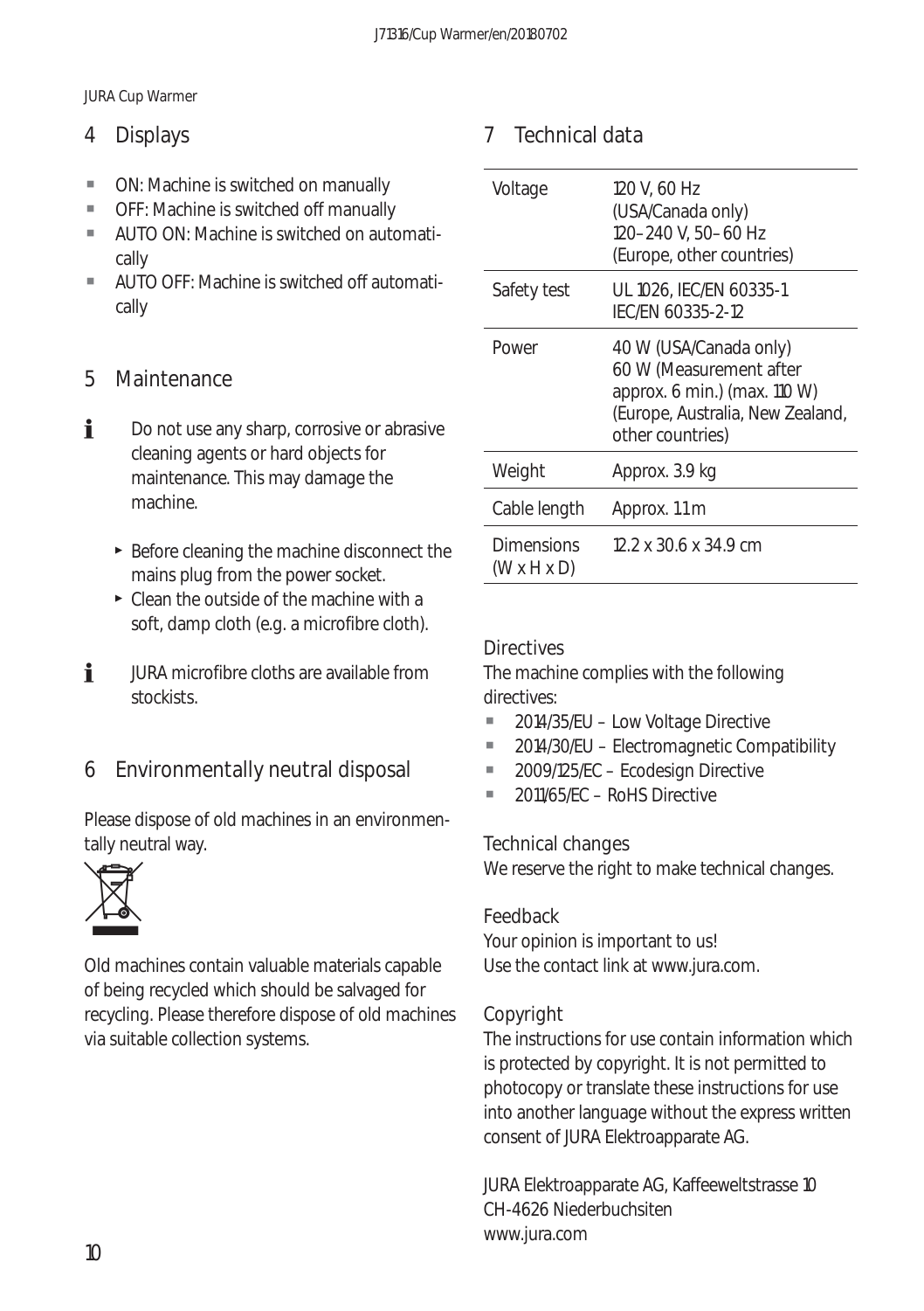## 4 Displays

- ON: Machine is switched on manually
- OFF: Machine is switched off manually
- AUTO ON: Machine is switched on automatically
- AUTO OFF: Machine is switched off automatically

## 5 Maintenance

**i** Do not use any sharp, corrosive or abrasive cleaning agents or hard objects for maintenance. This may damage the machine.

- ▸ Before cleaning the machine disconnect the mains plug from the power socket.
- ▸ Clean the outside of the machine with a soft, damp cloth (e.g. a microfibre cloth).

**i** JURA microfibre cloths are available from stockists.

## 6 Environmentally neutral disposal

Please dispose of old machines in an environmentally neutral way.

Old machines contain valuable materials capable of being recycled which should be salvaged for recycling. Please therefore dispose of old machines via suitable collection systems.

## 7 Technical data

| | |
|---|---|
| Voltage | 120 V, 60 Hz (USA/Canada only) 120–240 V, 50–60 Hz (Europe, other countries) |
| Safety test | UL 1026, IEC/EN 60335-1 IEC/EN 60335-2-12 |
| Power | 40 W (USA/Canada only) 60 W (Measurement after approx. 6 min.) (max. 110 W) (Europe, Australia, New Zealand, other countries) |
| Weight | Approx. 3.9 kg |
| Cable length | Approx. 1.1 m |
| Dimensions (W x H x D) | 12.2 x 30.6 x 34.9 cm |

### Directives

The machine complies with the following directives:

- 2014/35/EU – Low Voltage Directive
- 2014/30/EU – Electromagnetic Compatibility
- 2009/125/EC – Ecodesign Directive
- 2011/65/EC – RoHS Directive

### Technical changes

We reserve the right to make technical changes.

### Feedback

Your opinion is important to us!
Use the contact link at www.jura.com.

### Copyright

The instructions for use contain information which is protected by copyright. It is not permitted to photocopy or translate these instructions for use into another language without the express written consent of JURA Elektroapparate AG.

JURA Elektroapparate AG, Kaffeeweltstrasse 10
CH-4626 Niederbuchsiten
www.jura.com